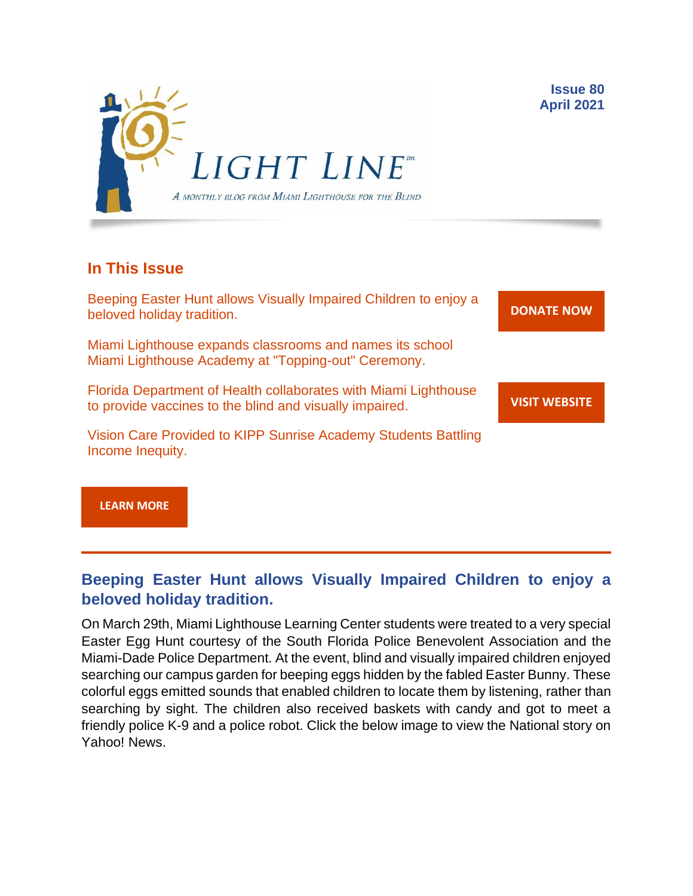LIGHT LINE™

*A monthly blog from Miami Lighthouse for the Blind*

**Issue 80**
**April 2021**

## In This Issue

Beeping Easter Hunt allows Visually Impaired Children to enjoy a beloved holiday tradition.

Miami Lighthouse expands classrooms and names its school Miami Lighthouse Academy at "Topping-out" Ceremony.

Florida Department of Health collaborates with Miami Lighthouse to provide vaccines to the blind and visually impaired.

Vision Care Provided to KIPP Sunrise Academy Students Battling Income Inequity.

**DONATE NOW**

**VISIT WEBSITE**

**LEARN MORE**

---

## Beeping Easter Hunt allows Visually Impaired Children to enjoy a beloved holiday tradition.

On March 29th, Miami Lighthouse Learning Center students were treated to a very special Easter Egg Hunt courtesy of the South Florida Police Benevolent Association and the Miami-Dade Police Department. At the event, blind and visually impaired children enjoyed searching our campus garden for beeping eggs hidden by the fabled Easter Bunny. These colorful eggs emitted sounds that enabled children to locate them by listening, rather than searching by sight. The children also received baskets with candy and got to meet a friendly police K-9 and a police robot. Click the below image to view the National story on Yahoo! News.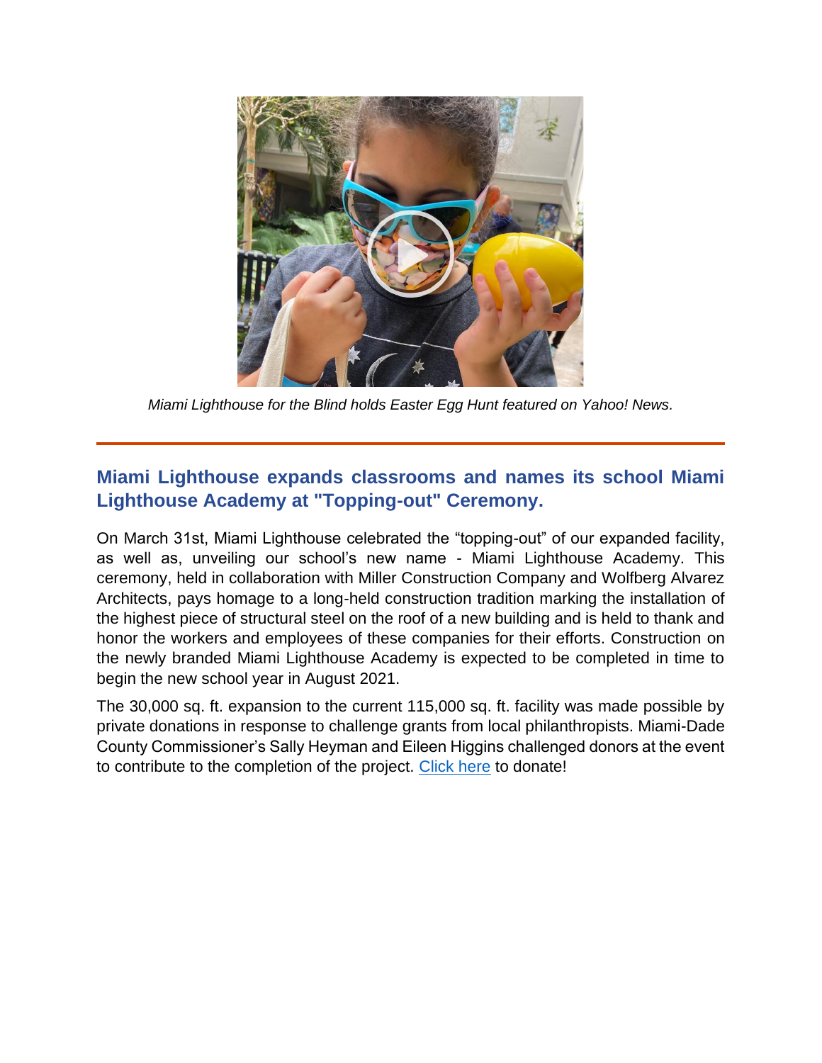*Miami Lighthouse for the Blind holds Easter Egg Hunt featured on Yahoo! News.*

---

## Miami Lighthouse expands classrooms and names its school Miami Lighthouse Academy at "Topping-out" Ceremony.

On March 31st, Miami Lighthouse celebrated the "topping-out" of our expanded facility, as well as, unveiling our school's new name - Miami Lighthouse Academy. This ceremony, held in collaboration with Miller Construction Company and Wolfberg Alvarez Architects, pays homage to a long-held construction tradition marking the installation of the highest piece of structural steel on the roof of a new building and is held to thank and honor the workers and employees of these companies for their efforts. Construction on the newly branded Miami Lighthouse Academy is expected to be completed in time to begin the new school year in August 2021.

The 30,000 sq. ft. expansion to the current 115,000 sq. ft. facility was made possible by private donations in response to challenge grants from local philanthropists. Miami-Dade County Commissioner's Sally Heyman and Eileen Higgins challenged donors at the event to contribute to the completion of the project. Click here to donate!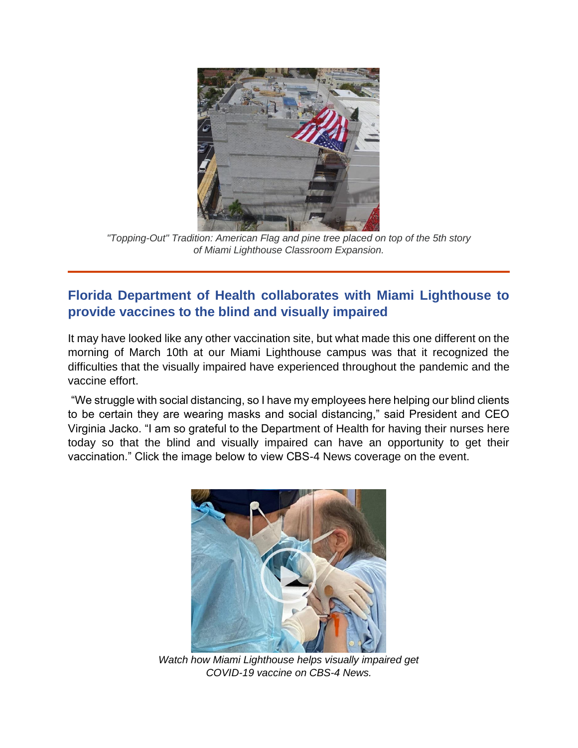*"Topping-Out" Tradition: American Flag and pine tree placed on top of the 5th story of Miami Lighthouse Classroom Expansion.*

---

## Florida Department of Health collaborates with Miami Lighthouse to provide vaccines to the blind and visually impaired

It may have looked like any other vaccination site, but what made this one different on the morning of March 10th at our Miami Lighthouse campus was that it recognized the difficulties that the visually impaired have experienced throughout the pandemic and the vaccine effort.

"We struggle with social distancing, so I have my employees here helping our blind clients to be certain they are wearing masks and social distancing," said President and CEO Virginia Jacko. "I am so grateful to the Department of Health for having their nurses here today so that the blind and visually impaired can have an opportunity to get their vaccination." Click the image below to view CBS-4 News coverage on the event.

*Watch how Miami Lighthouse helps visually impaired get COVID-19 vaccine on CBS-4 News.*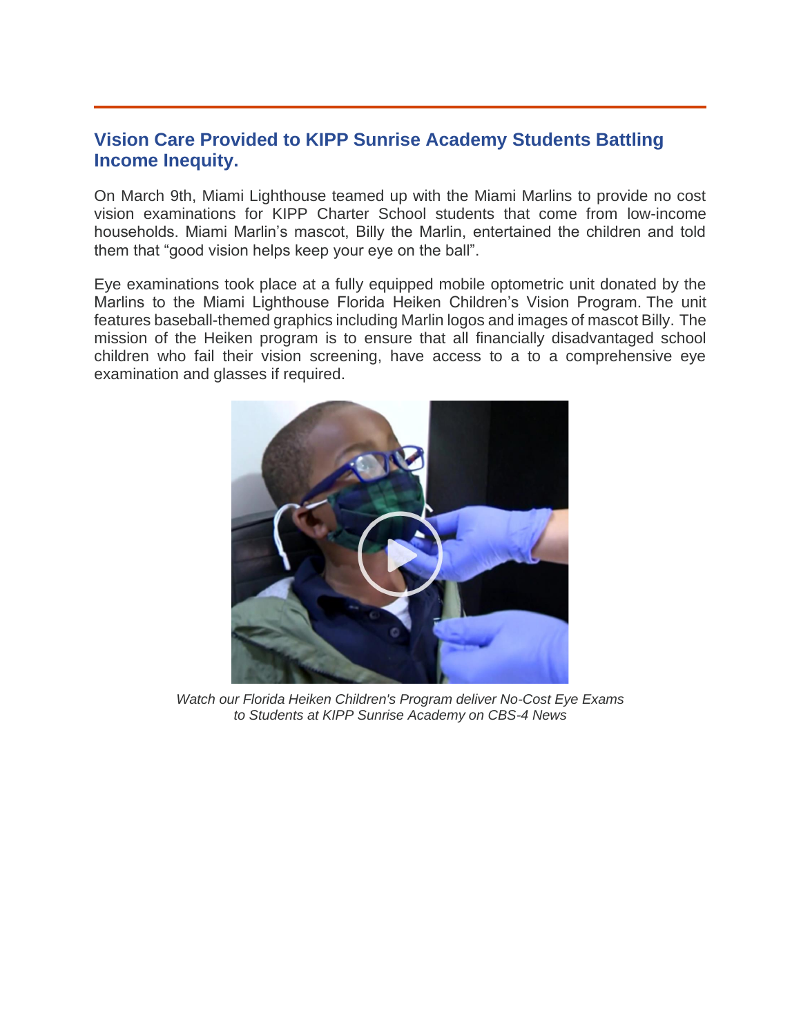## Vision Care Provided to KIPP Sunrise Academy Students Battling Income Inequity.

On March 9th, Miami Lighthouse teamed up with the Miami Marlins to provide no cost vision examinations for KIPP Charter School students that come from low-income households. Miami Marlin's mascot, Billy the Marlin, entertained the children and told them that "good vision helps keep your eye on the ball".

Eye examinations took place at a fully equipped mobile optometric unit donated by the Marlins to the Miami Lighthouse Florida Heiken Children's Vision Program. The unit features baseball-themed graphics including Marlin logos and images of mascot Billy. The mission of the Heiken program is to ensure that all financially disadvantaged school children who fail their vision screening, have access to a to a comprehensive eye examination and glasses if required.

*Watch our Florida Heiken Children's Program deliver No-Cost Eye Exams to Students at KIPP Sunrise Academy on CBS-4 News*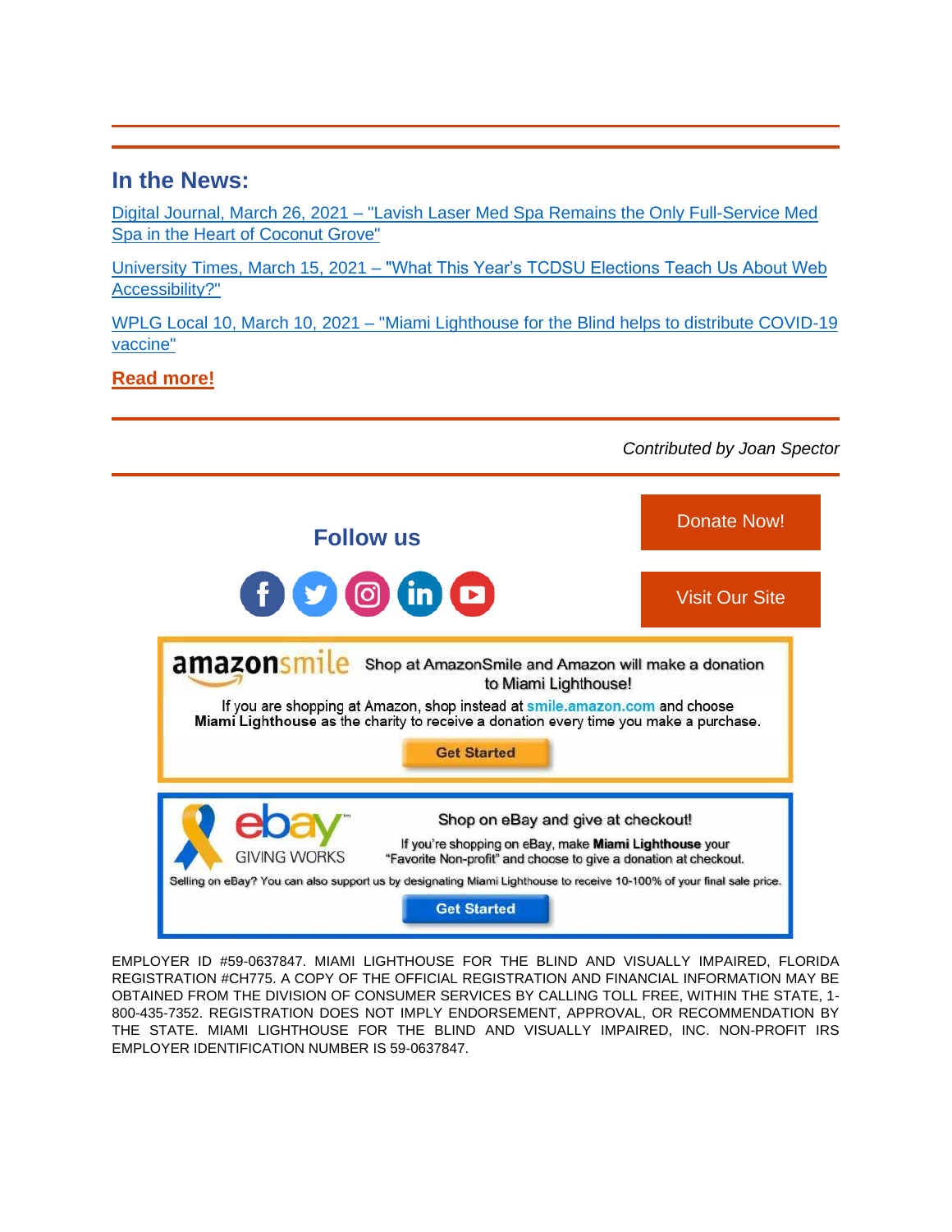## In the News:

Digital Journal, March 26, 2021 – "Lavish Laser Med Spa Remains the Only Full-Service Med Spa in the Heart of Coconut Grove"

University Times, March 15, 2021 – "What This Year's TCDSU Elections Teach Us About Web Accessibility?"

WPLG Local 10, March 10, 2021 – "Miami Lighthouse for the Blind helps to distribute COVID-19 vaccine"

**Read more!**

*Contributed by Joan Spector*

### Follow us

Donate Now!

Visit Our Site

amazonsmile Shop at AmazonSmile and Amazon will make a donation to Miami Lighthouse!

If you are shopping at Amazon, shop instead at smile.amazon.com and choose **Miami Lighthouse** as the charity to receive a donation every time you make a purchase.

Get Started

ebay GIVING WORKS

Shop on eBay and give at checkout!

If you're shopping on eBay, make **Miami Lighthouse** your "Favorite Non-profit" and choose to give a donation at checkout.

Selling on eBay? You can also support us by designating Miami Lighthouse to receive 10-100% of your final sale price.

Get Started

EMPLOYER ID #59-0637847. MIAMI LIGHTHOUSE FOR THE BLIND AND VISUALLY IMPAIRED, FLORIDA REGISTRATION #CH775. A COPY OF THE OFFICIAL REGISTRATION AND FINANCIAL INFORMATION MAY BE OBTAINED FROM THE DIVISION OF CONSUMER SERVICES BY CALLING TOLL FREE, WITHIN THE STATE, 1-800-435-7352. REGISTRATION DOES NOT IMPLY ENDORSEMENT, APPROVAL, OR RECOMMENDATION BY THE STATE. MIAMI LIGHTHOUSE FOR THE BLIND AND VISUALLY IMPAIRED, INC. NON-PROFIT IRS EMPLOYER IDENTIFICATION NUMBER IS 59-0637847.